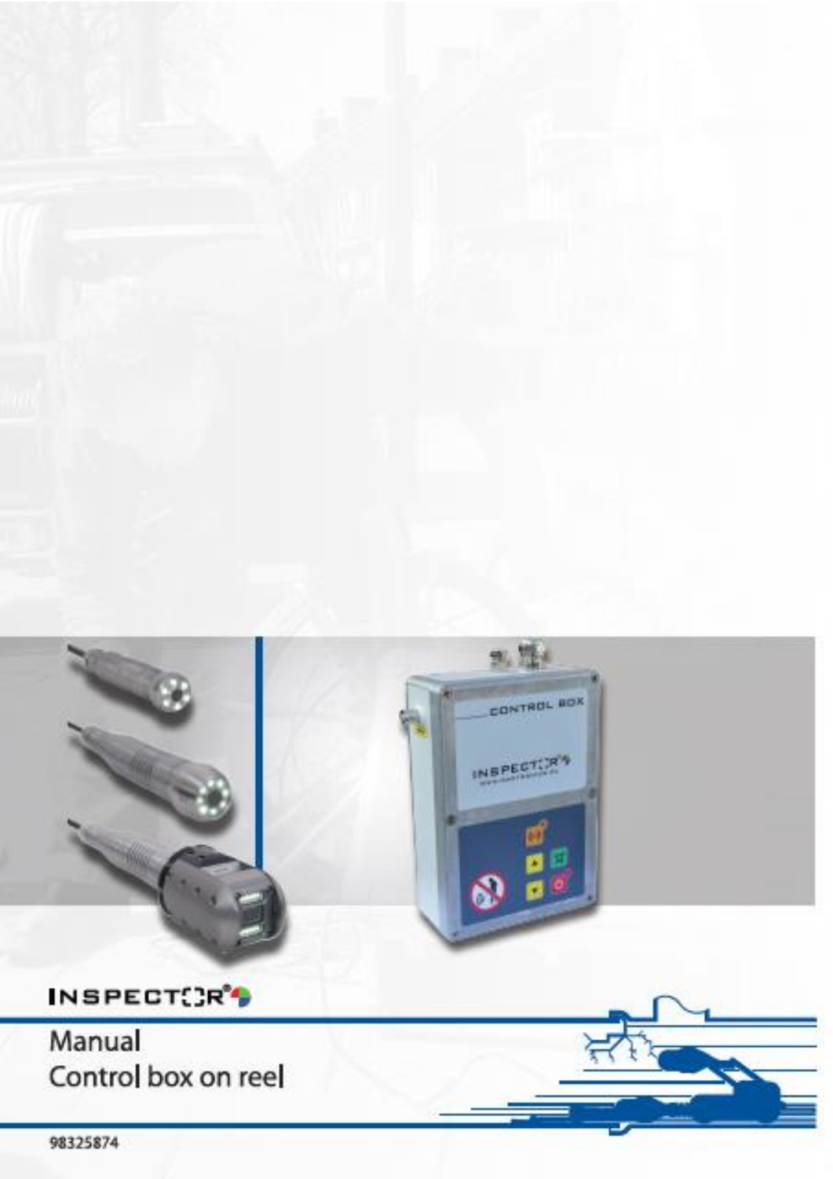INSPECTOR®

# Manual
## Control box on reel

98325874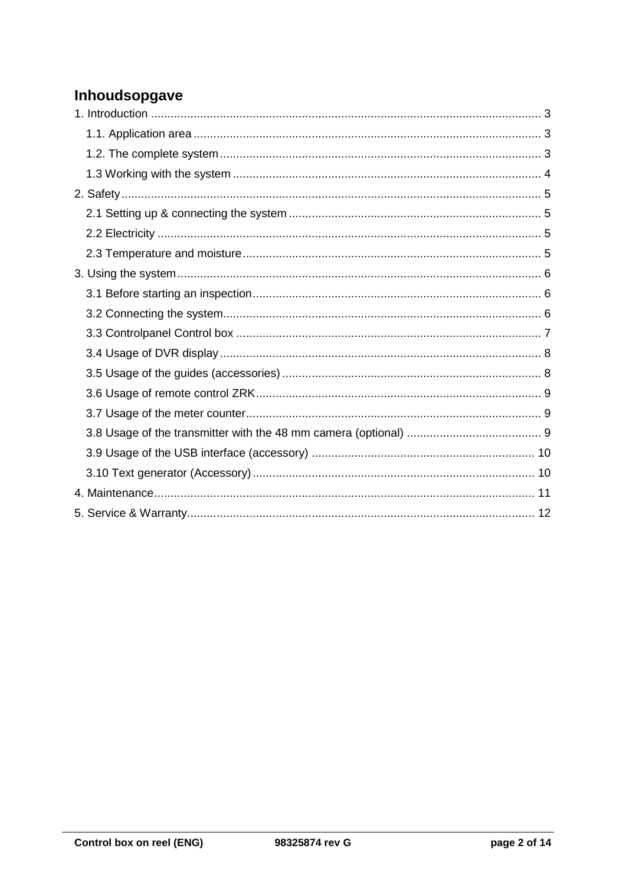# Inhoudsopgave

1. Introduction ........................................................................................................ 3
   1.1. Application area ........................................................................................ 3
   1.2. The complete system ................................................................................ 3
   1.3 Working with the system ............................................................................ 4
2. Safety ................................................................................................................. 5
   2.1 Setting up & connecting the system ........................................................... 5
   2.2 Electricity ................................................................................................... 5
   2.3 Temperature and moisture ......................................................................... 5
3. Using the system ................................................................................................ 6
   3.1 Before starting an inspection ...................................................................... 6
   3.2 Connecting the system ............................................................................... 6
   3.3 Controlpanel Control box ........................................................................... 7
   3.4 Usage of DVR display ................................................................................ 8
   3.5 Usage of the guides (accessories) ............................................................. 8
   3.6 Usage of remote control ZRK ..................................................................... 9
   3.7 Usage of the meter counter ........................................................................ 9
   3.8 Usage of the transmitter with the 48 mm camera (optional) ........................ 9
   3.9 Usage of the USB interface (accessory) .................................................... 10
   3.10 Text generator (Accessory) ..................................................................... 10
4. Maintenance ..................................................................................................... 11
5. Service & Warranty ........................................................................................... 12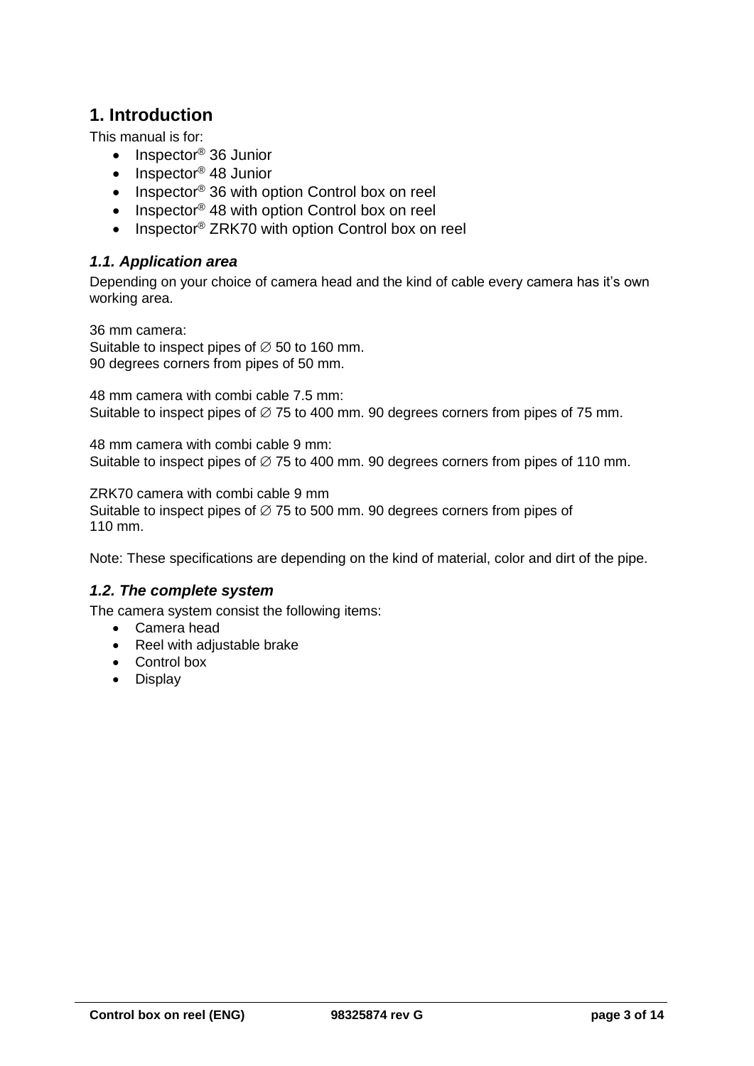# 1. Introduction

This manual is for:

- Inspector® 36 Junior
- Inspector® 48 Junior
- Inspector® 36 with option Control box on reel
- Inspector® 48 with option Control box on reel
- Inspector® ZRK70 with option Control box on reel

## *1.1. Application area*

Depending on your choice of camera head and the kind of cable every camera has it's own working area.

36 mm camera:
Suitable to inspect pipes of ∅ 50 to 160 mm.
90 degrees corners from pipes of 50 mm.

48 mm camera with combi cable 7.5 mm:
Suitable to inspect pipes of ∅ 75 to 400 mm. 90 degrees corners from pipes of 75 mm.

48 mm camera with combi cable 9 mm:
Suitable to inspect pipes of ∅ 75 to 400 mm. 90 degrees corners from pipes of 110 mm.

ZRK70 camera with combi cable 9 mm
Suitable to inspect pipes of ∅ 75 to 500 mm. 90 degrees corners from pipes of 110 mm.

Note: These specifications are depending on the kind of material, color and dirt of the pipe.

## *1.2. The complete system*

The camera system consist the following items:

- Camera head
- Reel with adjustable brake
- Control box
- Display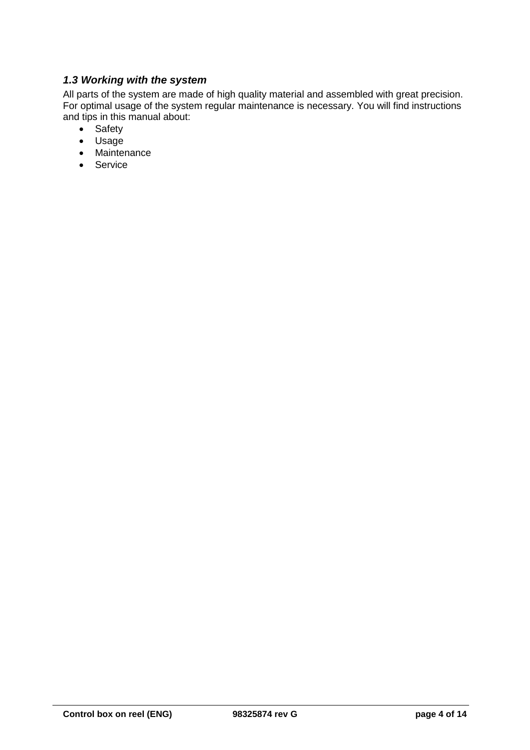### *1.3 Working with the system*

All parts of the system are made of high quality material and assembled with great precision. For optimal usage of the system regular maintenance is necessary. You will find instructions and tips in this manual about:

- Safety
- Usage
- Maintenance
- Service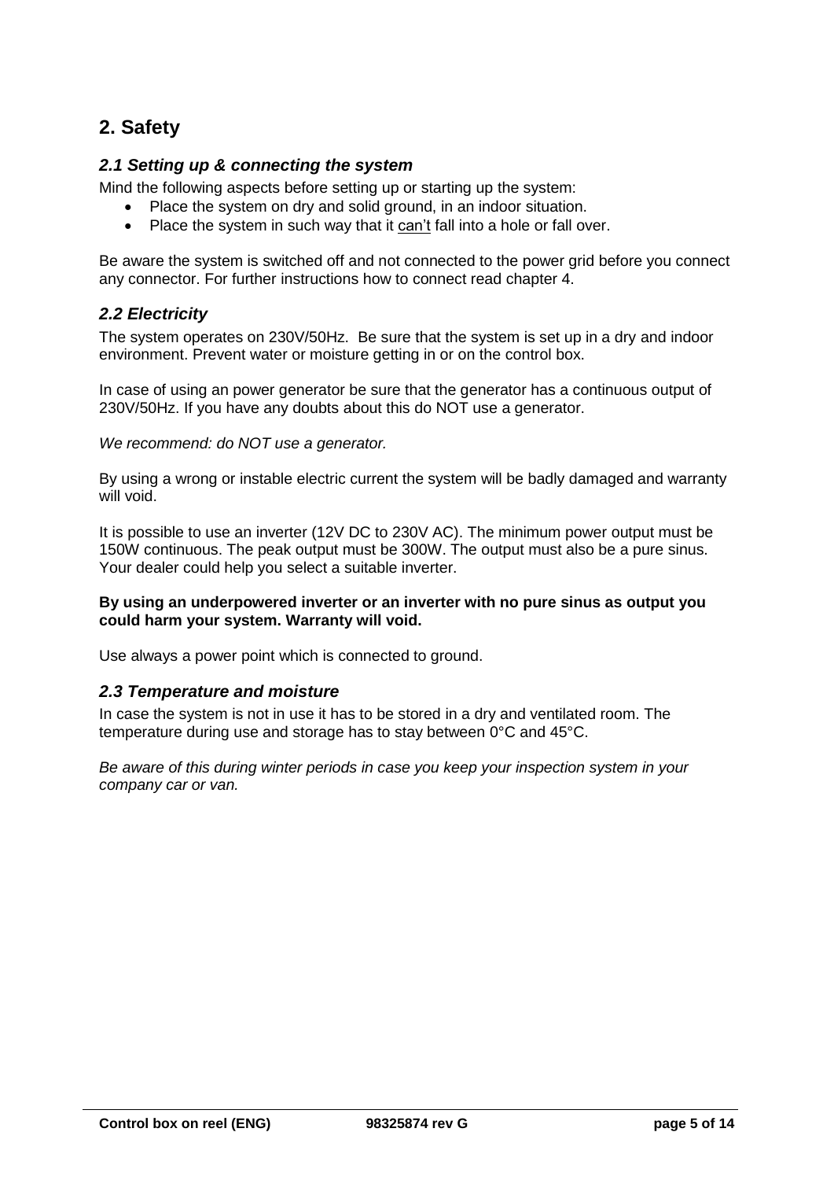## 2. Safety

### *2.1 Setting up & connecting the system*

Mind the following aspects before setting up or starting up the system:

- Place the system on dry and solid ground, in an indoor situation.
- Place the system in such way that it <u>can't</u> fall into a hole or fall over.

Be aware the system is switched off and not connected to the power grid before you connect any connector. For further instructions how to connect read chapter 4.

### *2.2 Electricity*

The system operates on 230V/50Hz. Be sure that the system is set up in a dry and indoor environment. Prevent water or moisture getting in or on the control box.

In case of using an power generator be sure that the generator has a continuous output of 230V/50Hz. If you have any doubts about this do NOT use a generator.

*We recommend: do NOT use a generator.*

By using a wrong or instable electric current the system will be badly damaged and warranty will void.

It is possible to use an inverter (12V DC to 230V AC). The minimum power output must be 150W continuous. The peak output must be 300W. The output must also be a pure sinus. Your dealer could help you select a suitable inverter.

**By using an underpowered inverter or an inverter with no pure sinus as output you could harm your system. Warranty will void.**

Use always a power point which is connected to ground.

### *2.3 Temperature and moisture*

In case the system is not in use it has to be stored in a dry and ventilated room. The temperature during use and storage has to stay between 0°C and 45°C.

*Be aware of this during winter periods in case you keep your inspection system in your company car or van.*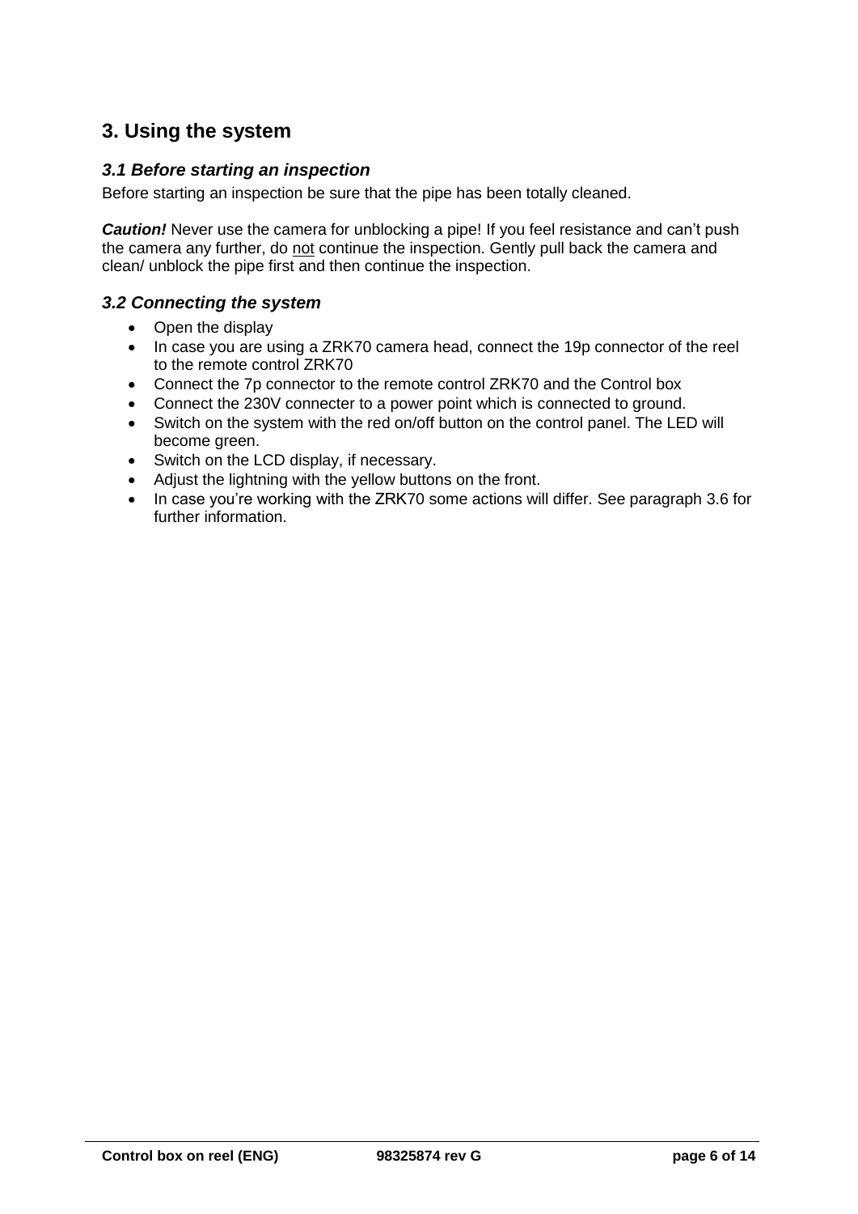## 3. Using the system

### *3.1 Before starting an inspection*

Before starting an inspection be sure that the pipe has been totally cleaned.

***Caution!*** Never use the camera for unblocking a pipe! If you feel resistance and can't push the camera any further, do <u>not</u> continue the inspection. Gently pull back the camera and clean/ unblock the pipe first and then continue the inspection.

### *3.2 Connecting the system*

- Open the display
- In case you are using a ZRK70 camera head, connect the 19p connector of the reel to the remote control ZRK70
- Connect the 7p connector to the remote control ZRK70 and the Control box
- Connect the 230V connecter to a power point which is connected to ground.
- Switch on the system with the red on/off button on the control panel. The LED will become green.
- Switch on the LCD display, if necessary.
- Adjust the lightning with the yellow buttons on the front.
- In case you're working with the ZRK70 some actions will differ. See paragraph 3.6 for further information.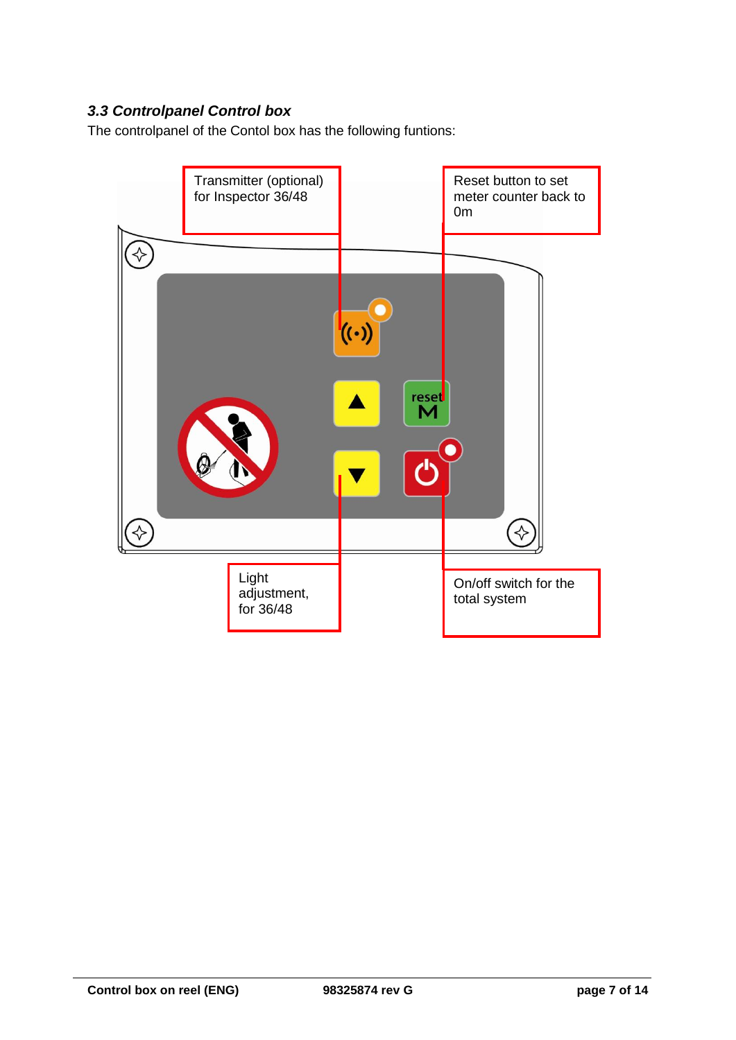### *3.3 Controlpanel Control box*

The controlpanel of the Contol box has the following funtions:

Transmitter (optional) for Inspector 36/48

Reset button to set meter counter back to 0m

Light adjustment, for 36/48

On/off switch for the total system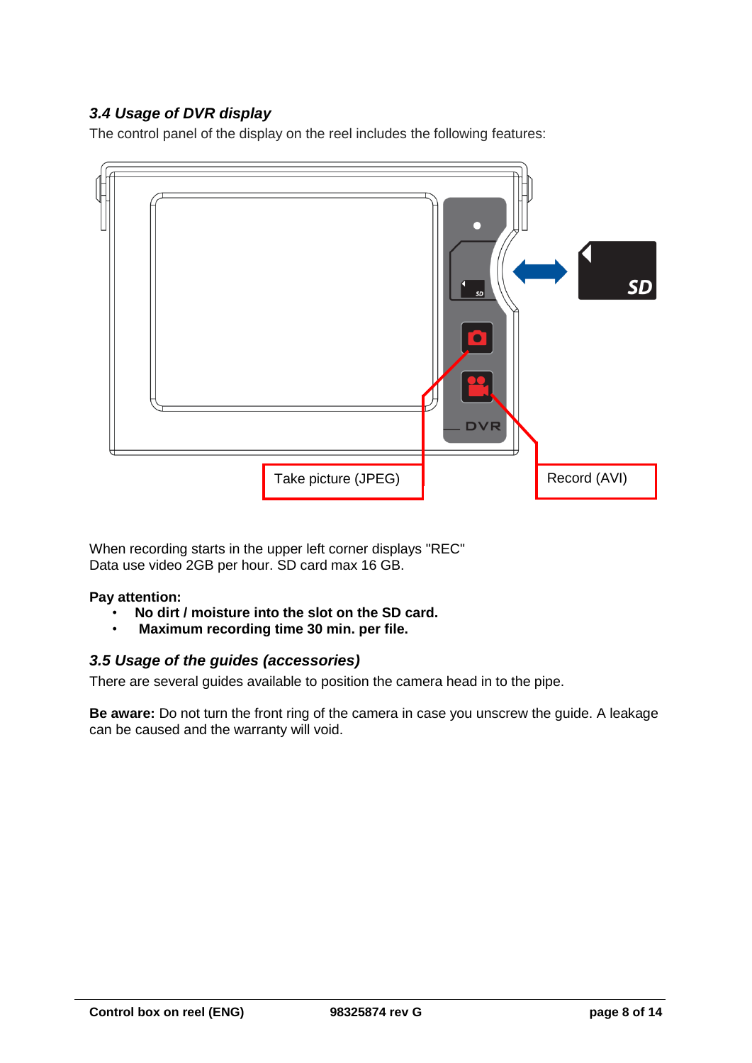### *3.4 Usage of DVR display*

The control panel of the display on the reel includes the following features:

Take picture (JPEG)

Record (AVI)

When recording starts in the upper left corner displays "REC"
Data use video 2GB per hour. SD card max 16 GB.

**Pay attention:**

- **No dirt / moisture into the slot on the SD card.**
- **Maximum recording time 30 min. per file.**

### *3.5 Usage of the guides (accessories)*

There are several guides available to position the camera head in to the pipe.

**Be aware:** Do not turn the front ring of the camera in case you unscrew the guide. A leakage can be caused and the warranty will void.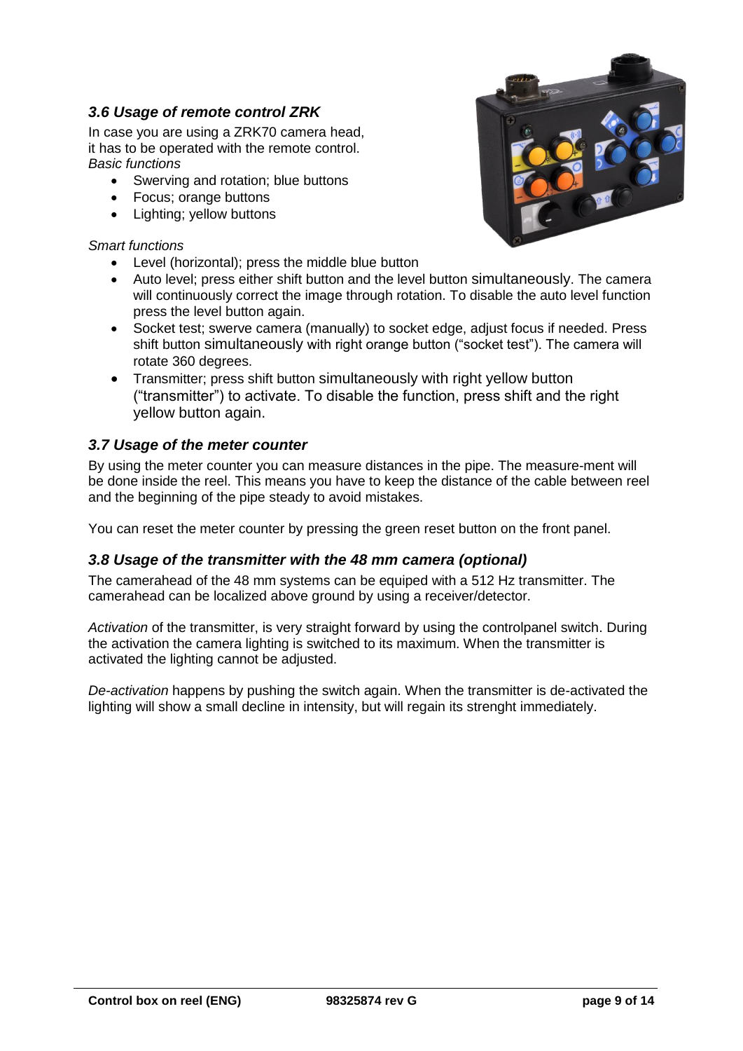### *3.6 Usage of remote control ZRK*

In case you are using a ZRK70 camera head, it has to be operated with the remote control.
*Basic functions*

- Swerving and rotation; blue buttons
- Focus; orange buttons
- Lighting; yellow buttons

*Smart functions*

- Level (horizontal); press the middle blue button
- Auto level; press either shift button and the level button simultaneously. The camera will continuously correct the image through rotation. To disable the auto level function press the level button again.
- Socket test; swerve camera (manually) to socket edge, adjust focus if needed. Press shift button simultaneously with right orange button ("socket test"). The camera will rotate 360 degrees.
- Transmitter; press shift button simultaneously with right yellow button ("transmitter") to activate. To disable the function, press shift and the right yellow button again.

### *3.7 Usage of the meter counter*

By using the meter counter you can measure distances in the pipe. The measure-ment will be done inside the reel. This means you have to keep the distance of the cable between reel and the beginning of the pipe steady to avoid mistakes.

You can reset the meter counter by pressing the green reset button on the front panel.

### *3.8 Usage of the transmitter with the 48 mm camera (optional)*

The camerahead of the 48 mm systems can be equiped with a 512 Hz transmitter. The camerahead can be localized above ground by using a receiver/detector.

*Activation* of the transmitter, is very straight forward by using the controlpanel switch. During the activation the camera lighting is switched to its maximum. When the transmitter is activated the lighting cannot be adjusted.

*De-activation* happens by pushing the switch again. When the transmitter is de-activated the lighting will show a small decline in intensity, but will regain its strenght immediately.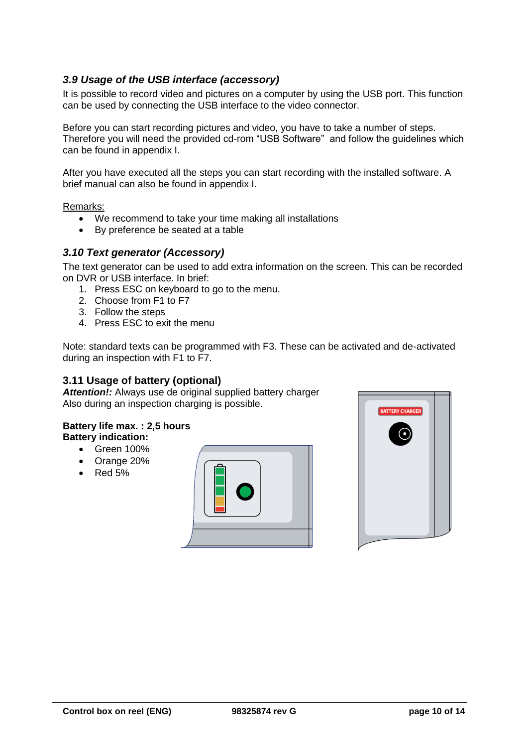### *3.9 Usage of the USB interface (accessory)*

It is possible to record video and pictures on a computer by using the USB port. This function can be used by connecting the USB interface to the video connector.

Before you can start recording pictures and video, you have to take a number of steps. Therefore you will need the provided cd-rom “USB Software” and follow the guidelines which can be found in appendix I.

After you have executed all the steps you can start recording with the installed software. A brief manual can also be found in appendix I.

Remarks:

- We recommend to take your time making all installations
- By preference be seated at a table

### *3.10 Text generator (Accessory)*

The text generator can be used to add extra information on the screen. This can be recorded on DVR or USB interface. In brief:

1. Press ESC on keyboard to go to the menu.
2. Choose from F1 to F7
3. Follow the steps
4. Press ESC to exit the menu

Note: standard texts can be programmed with F3. These can be activated and de-activated during an inspection with F1 to F7.

### 3.11 Usage of battery (optional)

***Attention!:*** Always use de original supplied battery charger
Also during an inspection charging is possible.

**Battery life max. : 2,5 hours**
**Battery indication:**

- Green 100%
- Orange 20%
- Red 5%

BATTERY CHARGER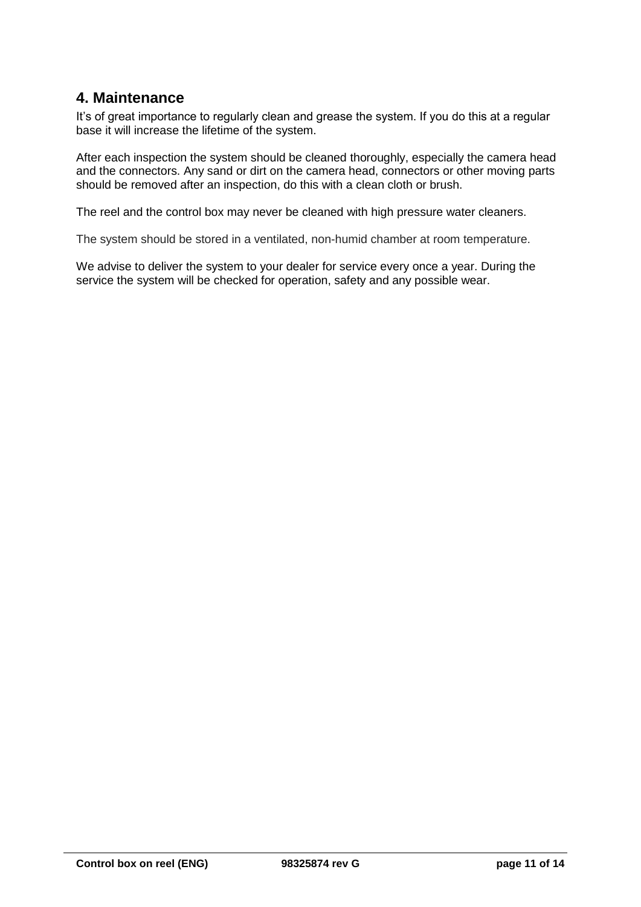## 4. Maintenance

It’s of great importance to regularly clean and grease the system. If you do this at a regular base it will increase the lifetime of the system.

After each inspection the system should be cleaned thoroughly, especially the camera head and the connectors. Any sand or dirt on the camera head, connectors or other moving parts should be removed after an inspection, do this with a clean cloth or brush.

The reel and the control box may never be cleaned with high pressure water cleaners.

The system should be stored in a ventilated, non-humid chamber at room temperature.

We advise to deliver the system to your dealer for service every once a year. During the service the system will be checked for operation, safety and any possible wear.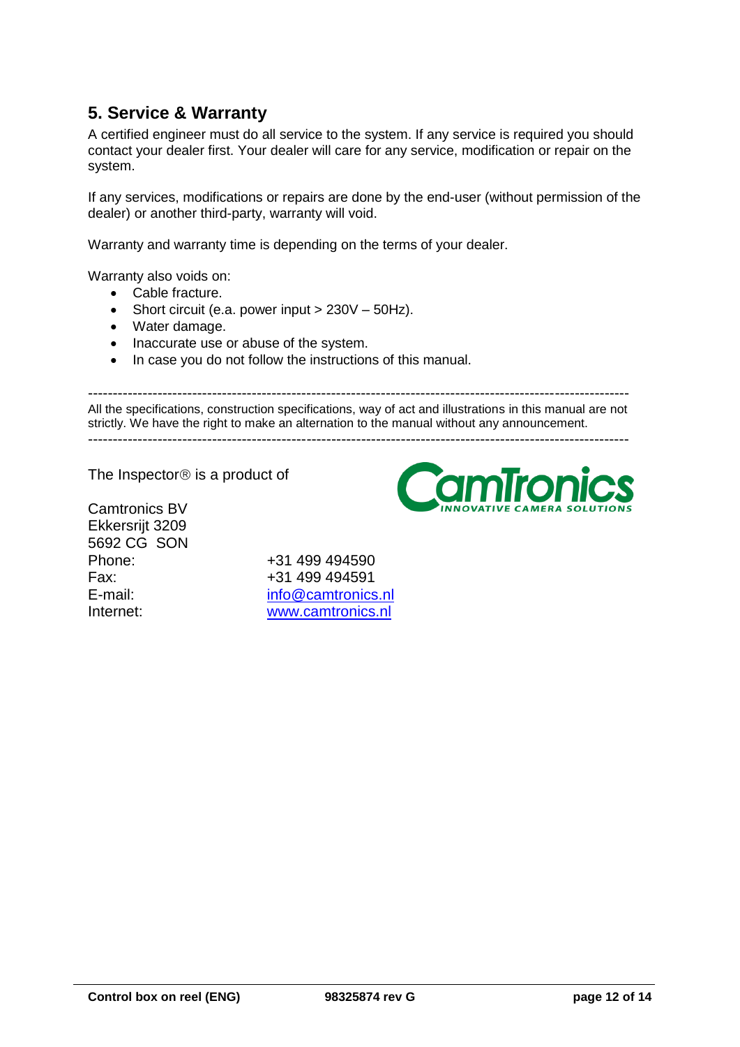## 5. Service & Warranty

A certified engineer must do all service to the system. If any service is required you should contact your dealer first. Your dealer will care for any service, modification or repair on the system.

If any services, modifications or repairs are done by the end-user (without permission of the dealer) or another third-party, warranty will void.

Warranty and warranty time is depending on the terms of your dealer.

Warranty also voids on:

- Cable fracture.
- Short circuit (e.a. power input > 230V – 50Hz).
- Water damage.
- Inaccurate use or abuse of the system.
- In case you do not follow the instructions of this manual.

---

All the specifications, construction specifications, way of act and illustrations in this manual are not strictly. We have the right to make an alternation to the manual without any announcement.

---

The Inspector® is a product of

CamTronics
INNOVATIVE CAMERA SOLUTIONS

Camtronics BV
Ekkersrijt 3209
5692 CG SON

| | |
|---|---|
| Phone: | +31 499 494590 |
| Fax: | +31 499 494591 |
| E-mail: | info@camtronics.nl |
| Internet: | www.camtronics.nl |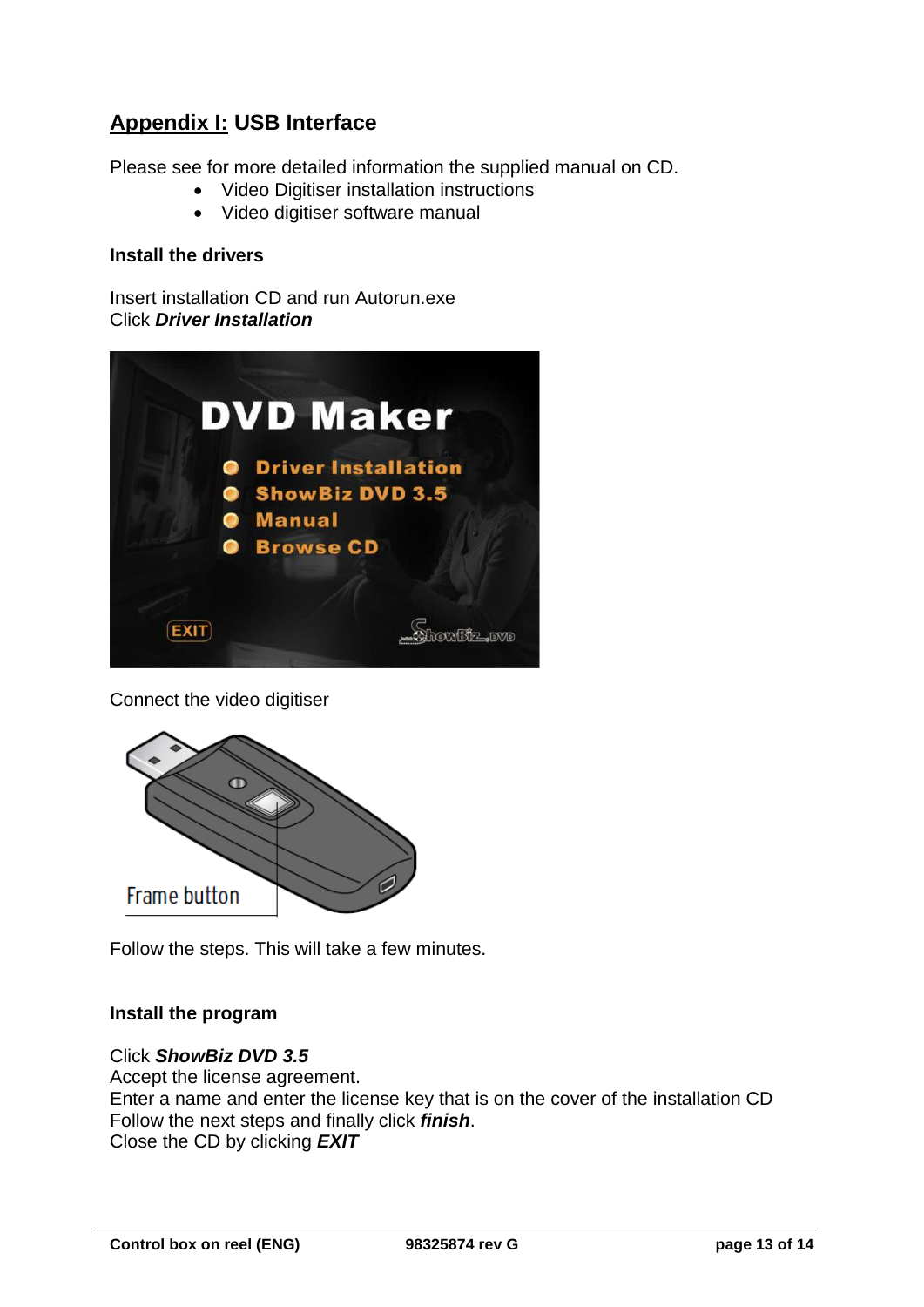## Appendix I: USB Interface

Please see for more detailed information the supplied manual on CD.

- Video Digitiser installation instructions
- Video digitiser software manual

### Install the drivers

Insert installation CD and run Autorun.exe  
Click ***Driver Installation***

Connect the video digitiser

Follow the steps. This will take a few minutes.

### Install the program

Click ***ShowBiz DVD 3.5***  
Accept the license agreement.  
Enter a name and enter the license key that is on the cover of the installation CD  
Follow the next steps and finally click ***finish***.  
Close the CD by clicking ***EXIT***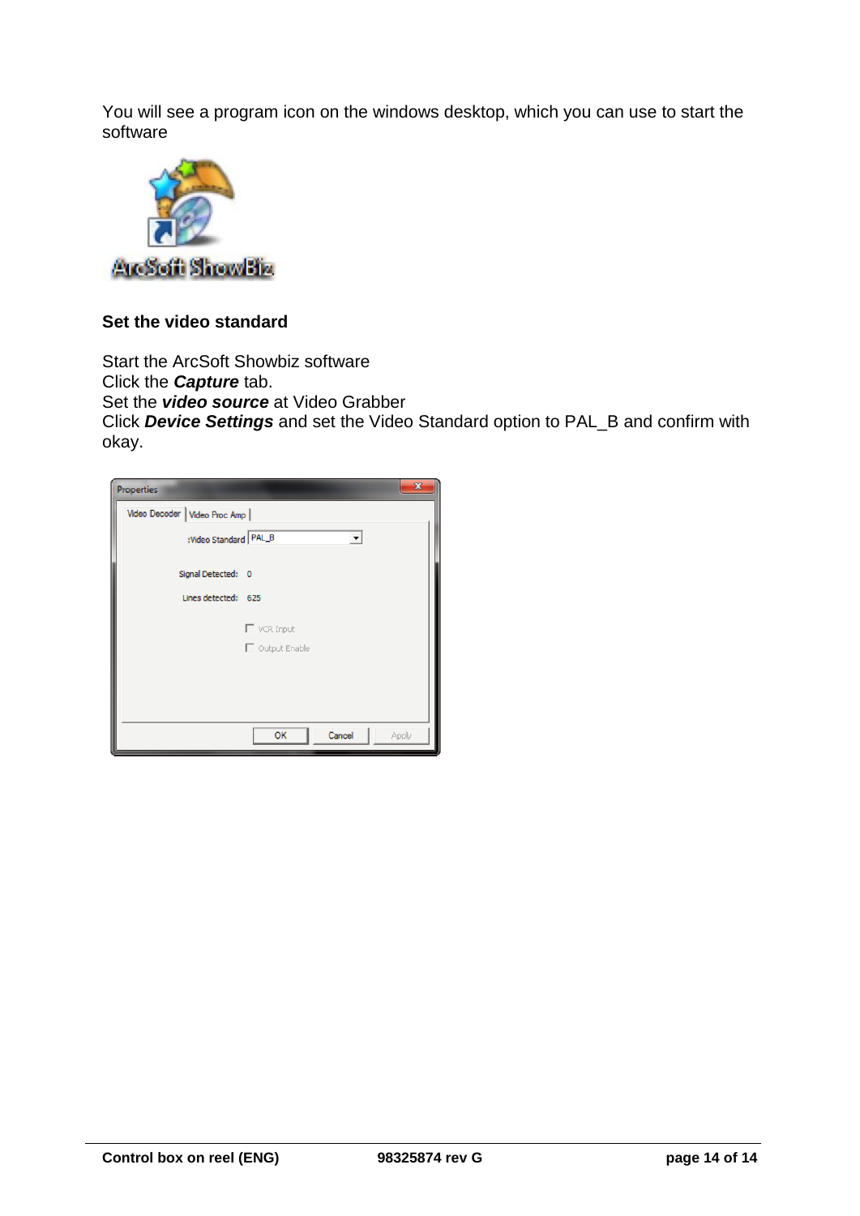You will see a program icon on the windows desktop, which you can use to start the software

ArcSoft ShowBiz

### Set the video standard

Start the ArcSoft Showbiz software
Click the ***Capture*** tab.
Set the ***video source*** at Video Grabber
Click ***Device Settings*** and set the Video Standard option to PAL_B and confirm with okay.

Properties

Video Decoder | Video Proc Amp

:Video Standard PAL_B

Signal Detected: 0

Lines detected: 625

VCR Input

Output Enable

OK Cancel Apply